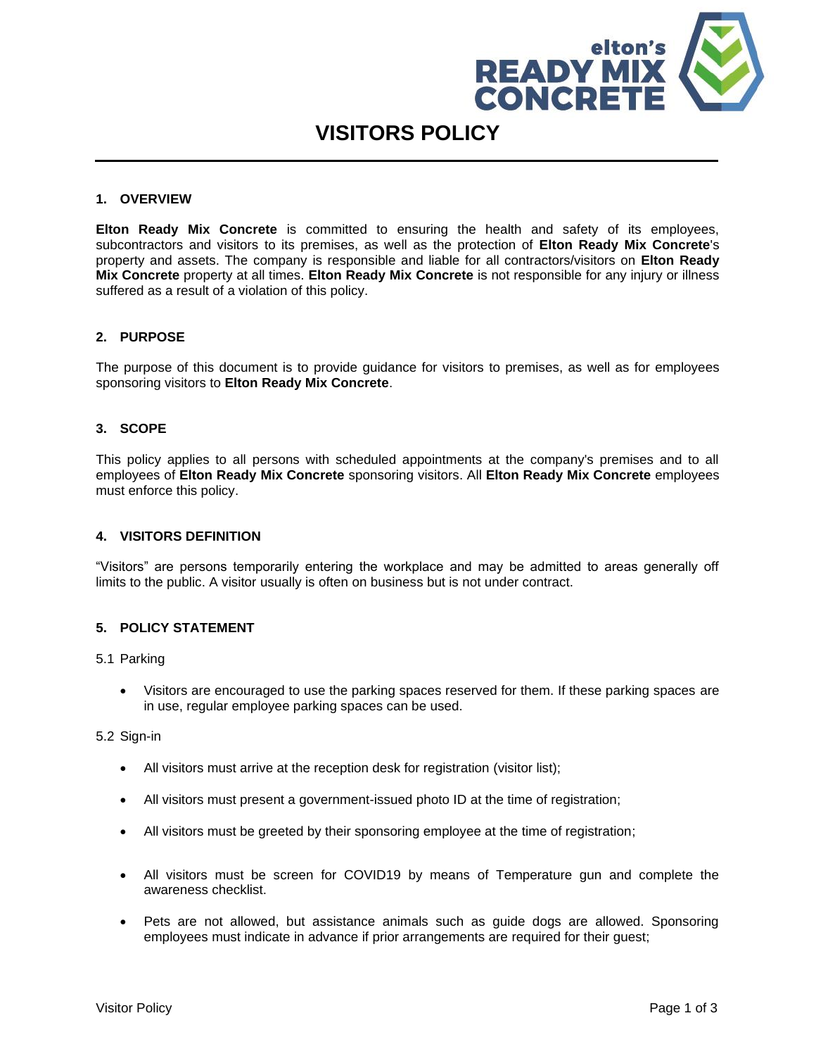# VISITORS POLICY

## 1. OVERVIEW

**Elton Ready Mix Concrete** is committed to ensuring the health and safety of its employees, subcontractors and visitors to its premises, as well as the protection of **Elton Ready Mix Concrete**'s property and assets. The company is responsible and liable for all contractors/visitors on **Elton Ready Mix Concrete** property at all times. **Elton Ready Mix Concrete** is not responsible for any injury or illness suffered as a result of a violation of this policy.

## 2. PURPOSE

The purpose of this document is to provide guidance for visitors to premises, as well as for employees sponsoring visitors to **Elton Ready Mix Concrete**.

## 3. SCOPE

This policy applies to all persons with scheduled appointments at the company's premises and to all employees of **Elton Ready Mix Concrete** sponsoring visitors. All **Elton Ready Mix Concrete** employees must enforce this policy.

## 4. VISITORS DEFINITION

"Visitors" are persons temporarily entering the workplace and may be admitted to areas generally off limits to the public. A visitor usually is often on business but is not under contract.

## 5. POLICY STATEMENT

5.1 Parking

- Visitors are encouraged to use the parking spaces reserved for them. If these parking spaces are in use, regular employee parking spaces can be used.

5.2 Sign-in

- All visitors must arrive at the reception desk for registration (visitor list);
- All visitors must present a government-issued photo ID at the time of registration;
- All visitors must be greeted by their sponsoring employee at the time of registration;
- All visitors must be screen for COVID19 by means of Temperature gun and complete the awareness checklist.
- Pets are not allowed, but assistance animals such as guide dogs are allowed. Sponsoring employees must indicate in advance if prior arrangements are required for their guest;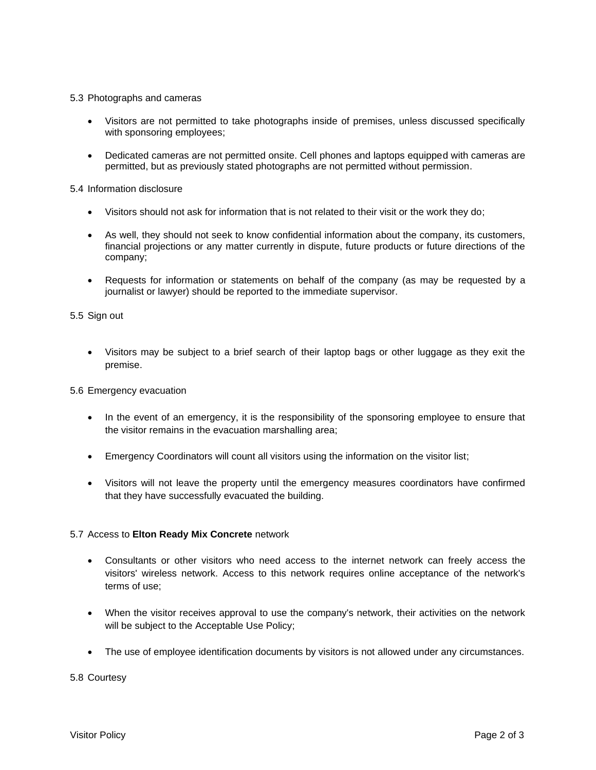### 5.3 Photographs and cameras

- Visitors are not permitted to take photographs inside of premises, unless discussed specifically with sponsoring employees;
- Dedicated cameras are not permitted onsite. Cell phones and laptops equipped with cameras are permitted, but as previously stated photographs are not permitted without permission.

### 5.4 Information disclosure

- Visitors should not ask for information that is not related to their visit or the work they do;
- As well, they should not seek to know confidential information about the company, its customers, financial projections or any matter currently in dispute, future products or future directions of the company;
- Requests for information or statements on behalf of the company (as may be requested by a journalist or lawyer) should be reported to the immediate supervisor.

### 5.5 Sign out

- Visitors may be subject to a brief search of their laptop bags or other luggage as they exit the premise.

### 5.6 Emergency evacuation

- In the event of an emergency, it is the responsibility of the sponsoring employee to ensure that the visitor remains in the evacuation marshalling area;
- Emergency Coordinators will count all visitors using the information on the visitor list;
- Visitors will not leave the property until the emergency measures coordinators have confirmed that they have successfully evacuated the building.

### 5.7 Access to **Elton Ready Mix Concrete** network

- Consultants or other visitors who need access to the internet network can freely access the visitors' wireless network. Access to this network requires online acceptance of the network's terms of use;
- When the visitor receives approval to use the company's network, their activities on the network will be subject to the Acceptable Use Policy;
- The use of employee identification documents by visitors is not allowed under any circumstances.

### 5.8 Courtesy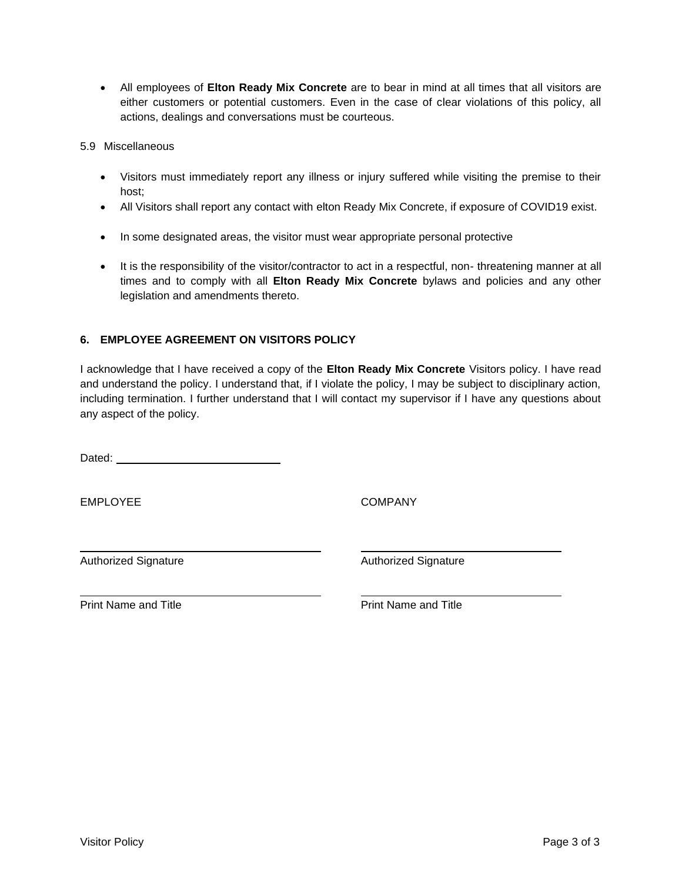- All employees of **Elton Ready Mix Concrete** are to bear in mind at all times that all visitors are either customers or potential customers. Even in the case of clear violations of this policy, all actions, dealings and conversations must be courteous.

5.9 Miscellaneous

- Visitors must immediately report any illness or injury suffered while visiting the premise to their host;
- All Visitors shall report any contact with elton Ready Mix Concrete, if exposure of COVID19 exist.
- In some designated areas, the visitor must wear appropriate personal protective
- It is the responsibility of the visitor/contractor to act in a respectful, non- threatening manner at all times and to comply with all **Elton Ready Mix Concrete** bylaws and policies and any other legislation and amendments thereto.

### 6. EMPLOYEE AGREEMENT ON VISITORS POLICY

I acknowledge that I have received a copy of the **Elton Ready Mix Concrete** Visitors policy. I have read and understand the policy. I understand that, if I violate the policy, I may be subject to disciplinary action, including termination. I further understand that I will contact my supervisor if I have any questions about any aspect of the policy.

Dated: ______________________________

EMPLOYEE

______________________________

Authorized Signature

______________________________

Print Name and Title

COMPANY

______________________________

Authorized Signature

______________________________

Print Name and Title